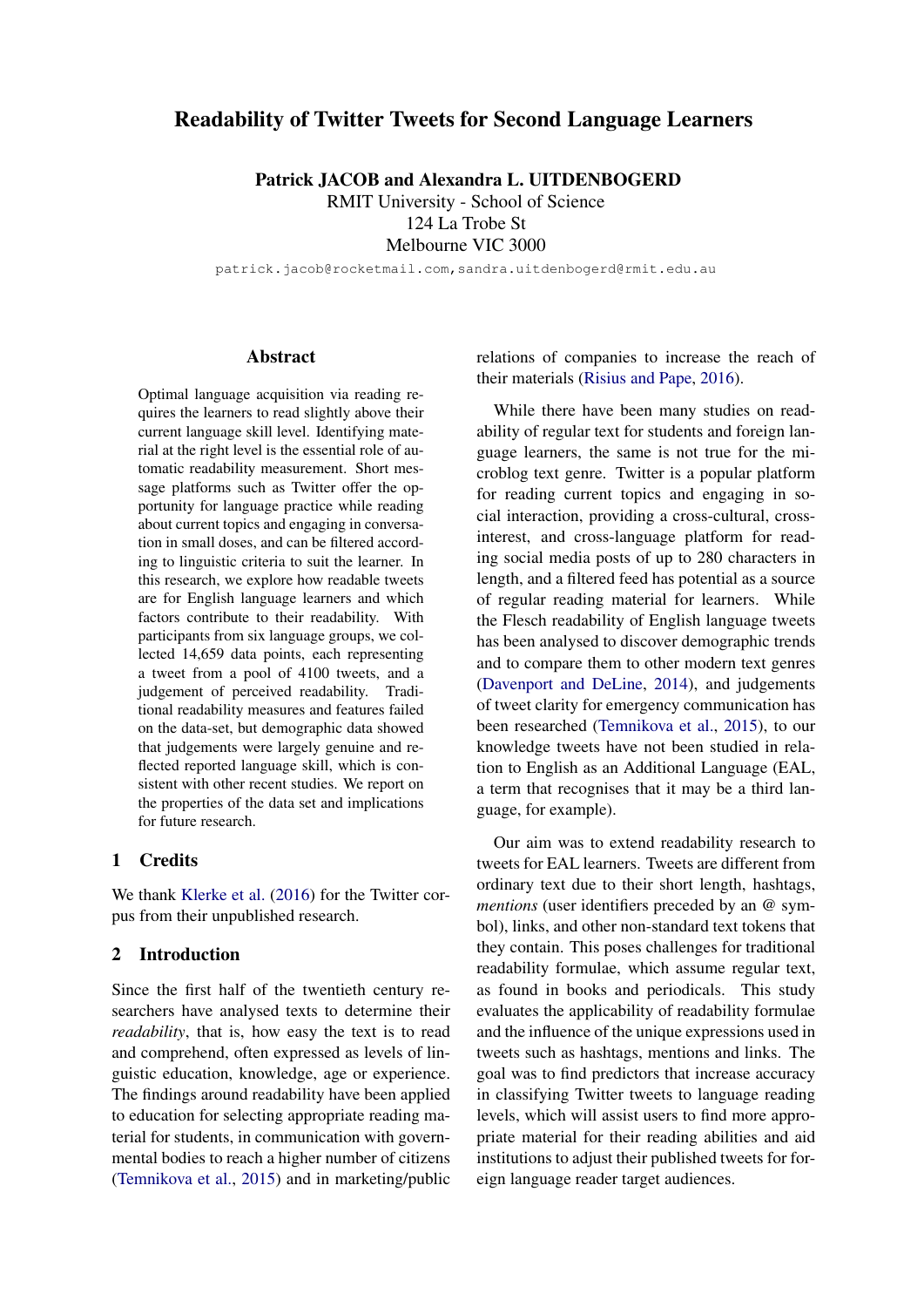# Readability of Twitter Tweets for Second Language Learners

**Patrick JACOB and Alexandra L. UITDENBOGERD**
RMIT University - School of Science
124 La Trobe St
Melbourne VIC 3000
patrick.jacob@rocketmail.com, sandra.uitdenbogerd@rmit.edu.au

## Abstract

Optimal language acquisition via reading requires the learners to read slightly above their current language skill level. Identifying material at the right level is the essential role of automatic readability measurement. Short message platforms such as Twitter offer the opportunity for language practice while reading about current topics and engaging in conversation in small doses, and can be filtered according to linguistic criteria to suit the learner. In this research, we explore how readable tweets are for English language learners and which factors contribute to their readability. With participants from six language groups, we collected 14,659 data points, each representing a tweet from a pool of 4100 tweets, and a judgement of perceived readability. Traditional readability measures and features failed on the data-set, but demographic data showed that judgements were largely genuine and reflected reported language skill, which is consistent with other recent studies. We report on the properties of the data set and implications for future research.

## 1 Credits

We thank Klerke et al. (2016) for the Twitter corpus from their unpublished research.

## 2 Introduction

Since the first half of the twentieth century researchers have analysed texts to determine their *readability*, that is, how easy the text is to read and comprehend, often expressed as levels of linguistic education, knowledge, age or experience. The findings around readability have been applied to education for selecting appropriate reading material for students, in communication with governmental bodies to reach a higher number of citizens (Temnikova et al., 2015) and in marketing/public relations of companies to increase the reach of their materials (Risius and Pape, 2016).

While there have been many studies on readability of regular text for students and foreign language learners, the same is not true for the microblog text genre. Twitter is a popular platform for reading current topics and engaging in social interaction, providing a cross-cultural, cross-interest, and cross-language platform for reading social media posts of up to 280 characters in length, and a filtered feed has potential as a source of regular reading material for learners. While the Flesch readability of English language tweets has been analysed to discover demographic trends and to compare them to other modern text genres (Davenport and DeLine, 2014), and judgements of tweet clarity for emergency communication has been researched (Temnikova et al., 2015), to our knowledge tweets have not been studied in relation to English as an Additional Language (EAL, a term that recognises that it may be a third language, for example).

Our aim was to extend readability research to tweets for EAL learners. Tweets are different from ordinary text due to their short length, hashtags, *mentions* (user identifiers preceded by an @ symbol), links, and other non-standard text tokens that they contain. This poses challenges for traditional readability formulae, which assume regular text, as found in books and periodicals. This study evaluates the applicability of readability formulae and the influence of the unique expressions used in tweets such as hashtags, mentions and links. The goal was to find predictors that increase accuracy in classifying Twitter tweets to language reading levels, which will assist users to find more appropriate material for their reading abilities and aid institutions to adjust their published tweets for foreign language reader target audiences.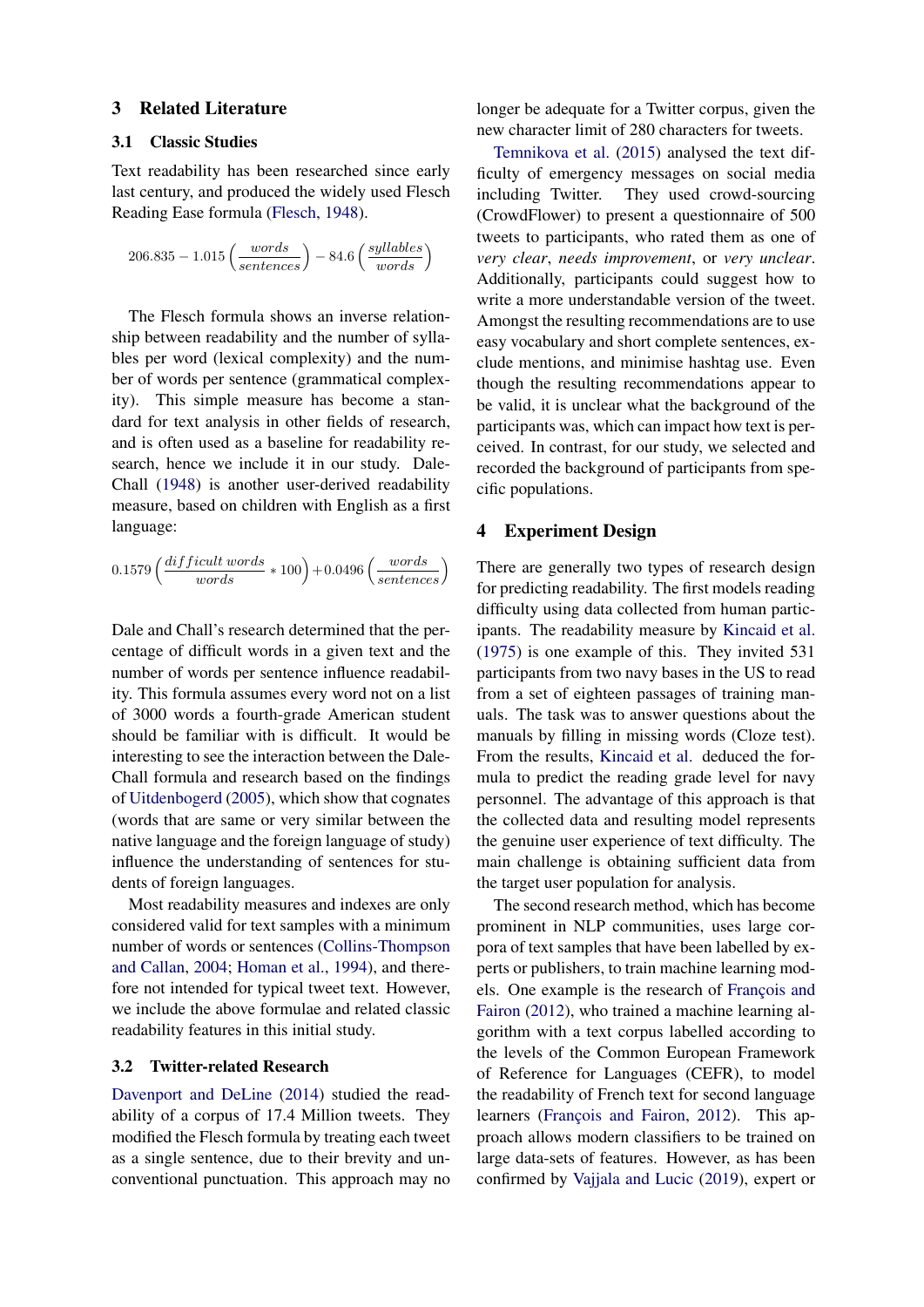## 3 Related Literature

### 3.1 Classic Studies

Text readability has been researched since early last century, and produced the widely used Flesch Reading Ease formula (Flesch, 1948).

$$206.835 - 1.015\left(\frac{words}{sentences}\right) - 84.6\left(\frac{syllables}{words}\right)$$

The Flesch formula shows an inverse relationship between readability and the number of syllables per word (lexical complexity) and the number of words per sentence (grammatical complexity). This simple measure has become a standard for text analysis in other fields of research, and is often used as a baseline for readability research, hence we include it in our study. Dale-Chall (1948) is another user-derived readability measure, based on children with English as a first language:

$$0.1579\left(\frac{difficult\ words}{words} * 100\right) + 0.0496\left(\frac{words}{sentences}\right)$$

Dale and Chall's research determined that the percentage of difficult words in a given text and the number of words per sentence influence readability. This formula assumes every word not on a list of 3000 words a fourth-grade American student should be familiar with is difficult. It would be interesting to see the interaction between the Dale-Chall formula and research based on the findings of Uitdenbogerd (2005), which show that cognates (words that are same or very similar between the native language and the foreign language of study) influence the understanding of sentences for students of foreign languages.

Most readability measures and indexes are only considered valid for text samples with a minimum number of words or sentences (Collins-Thompson and Callan, 2004; Homan et al., 1994), and therefore not intended for typical tweet text. However, we include the above formulae and related classic readability features in this initial study.

### 3.2 Twitter-related Research

Davenport and DeLine (2014) studied the readability of a corpus of 17.4 Million tweets. They modified the Flesch formula by treating each tweet as a single sentence, due to their brevity and unconventional punctuation. This approach may no longer be adequate for a Twitter corpus, given the new character limit of 280 characters for tweets.

Temnikova et al. (2015) analysed the text difficulty of emergency messages on social media including Twitter. They used crowd-sourcing (CrowdFlower) to present a questionnaire of 500 tweets to participants, who rated them as one of *very clear*, *needs improvement*, or *very unclear*. Additionally, participants could suggest how to write a more understandable version of the tweet. Amongst the resulting recommendations are to use easy vocabulary and short complete sentences, exclude mentions, and minimise hashtag use. Even though the resulting recommendations appear to be valid, it is unclear what the background of the participants was, which can impact how text is perceived. In contrast, for our study, we selected and recorded the background of participants from specific populations.

## 4 Experiment Design

There are generally two types of research design for predicting readability. The first models reading difficulty using data collected from human participants. The readability measure by Kincaid et al. (1975) is one example of this. They invited 531 participants from two navy bases in the US to read from a set of eighteen passages of training manuals. The task was to answer questions about the manuals by filling in missing words (Cloze test). From the results, Kincaid et al. deduced the formula to predict the reading grade level for navy personnel. The advantage of this approach is that the collected data and resulting model represents the genuine user experience of text difficulty. The main challenge is obtaining sufficient data from the target user population for analysis.

The second research method, which has become prominent in NLP communities, uses large corpora of text samples that have been labelled by experts or publishers, to train machine learning models. One example is the research of François and Fairon (2012), who trained a machine learning algorithm with a text corpus labelled according to the levels of the Common European Framework of Reference for Languages (CEFR), to model the readability of French text for second language learners (François and Fairon, 2012). This approach allows modern classifiers to be trained on large data-sets of features. However, as has been confirmed by Vajjala and Lucic (2019), expert or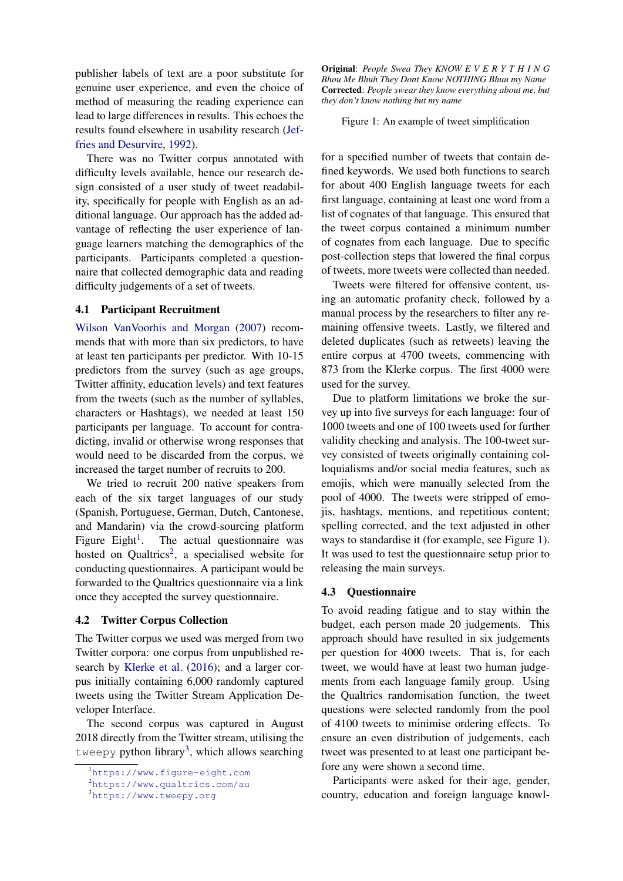publisher labels of text are a poor substitute for genuine user experience, and even the choice of method of measuring the reading experience can lead to large differences in results. This echoes the results found elsewhere in usability research (Jeffries and Desurvire, 1992).

There was no Twitter corpus annotated with difficulty levels available, hence our research design consisted of a user study of tweet readability, specifically for people with English as an additional language. Our approach has the added advantage of reflecting the user experience of language learners matching the demographics of the participants. Participants completed a questionnaire that collected demographic data and reading difficulty judgements of a set of tweets.

### 4.1 Participant Recruitment

Wilson VanVoorhis and Morgan (2007) recommends that with more than six predictors, to have at least ten participants per predictor. With 10-15 predictors from the survey (such as age groups, Twitter affinity, education levels) and text features from the tweets (such as the number of syllables, characters or Hashtags), we needed at least 150 participants per language. To account for contradicting, invalid or otherwise wrong responses that would need to be discarded from the corpus, we increased the target number of recruits to 200.

We tried to recruit 200 native speakers from each of the six target languages of our study (Spanish, Portuguese, German, Dutch, Cantonese, and Mandarin) via the crowd-sourcing platform Figure Eight[1]. The actual questionnaire was hosted on Qualtrics[2], a specialised website for conducting questionnaires. A participant would be forwarded to the Qualtrics questionnaire via a link once they accepted the survey questionnaire.

### 4.2 Twitter Corpus Collection

The Twitter corpus we used was merged from two Twitter corpora: one corpus from unpublished research by Klerke et al. (2016); and a larger corpus initially containing 6,000 randomly captured tweets using the Twitter Stream Application Developer Interface.

The second corpus was captured in August 2018 directly from the Twitter stream, utilising the `tweepy` python library[3], which allows searching for a specified number of tweets that contain defined keywords. We used both functions to search for about 400 English language tweets for each first language, containing at least one word from a list of cognates of that language. This ensured that the tweet corpus contained a minimum number of cognates from each language. Due to specific post-collection steps that lowered the final corpus of tweets, more tweets were collected than needed.

Tweets were filtered for offensive content, using an automatic profanity check, followed by a manual process by the researchers to filter any remaining offensive tweets. Lastly, we filtered and deleted duplicates (such as retweets) leaving the entire corpus at 4700 tweets, commencing with 873 from the Klerke corpus. The first 4000 were used for the survey.

Due to platform limitations we broke the survey up into five surveys for each language: four of 1000 tweets and one of 100 tweets used for further validity checking and analysis. The 100-tweet survey consisted of tweets originally containing colloquialisms and/or social media features, such as emojis, which were manually selected from the pool of 4000. The tweets were stripped of emojis, hashtags, mentions, and repetitious content; spelling corrected, and the text adjusted in other ways to standardise it (for example, see Figure 1). It was used to test the questionnaire setup prior to releasing the main surveys.

**Original**: *People Swea They KNOW E V E R Y T H I N G Bhou Me Bhuh They Dont Know NOTHING Bhuu my Name*
**Corrected**: *People swear they know everything about me, but they don't know nothing but my name*

Figure 1: An example of tweet simplification

### 4.3 Questionnaire

To avoid reading fatigue and to stay within the budget, each person made 20 judgements. This approach should have resulted in six judgements per question for 4000 tweets. That is, for each tweet, we would have at least two human judgements from each language family group. Using the Qualtrics randomisation function, the tweet questions were selected randomly from the pool of 4100 tweets to minimise ordering effects. To ensure an even distribution of judgements, each tweet was presented to at least one participant before any were shown a second time.

Participants were asked for their age, gender, country, education and foreign language knowl-

[1] https://www.figure-eight.com
[2] https://www.qualtrics.com/au
[3] https://www.tweepy.org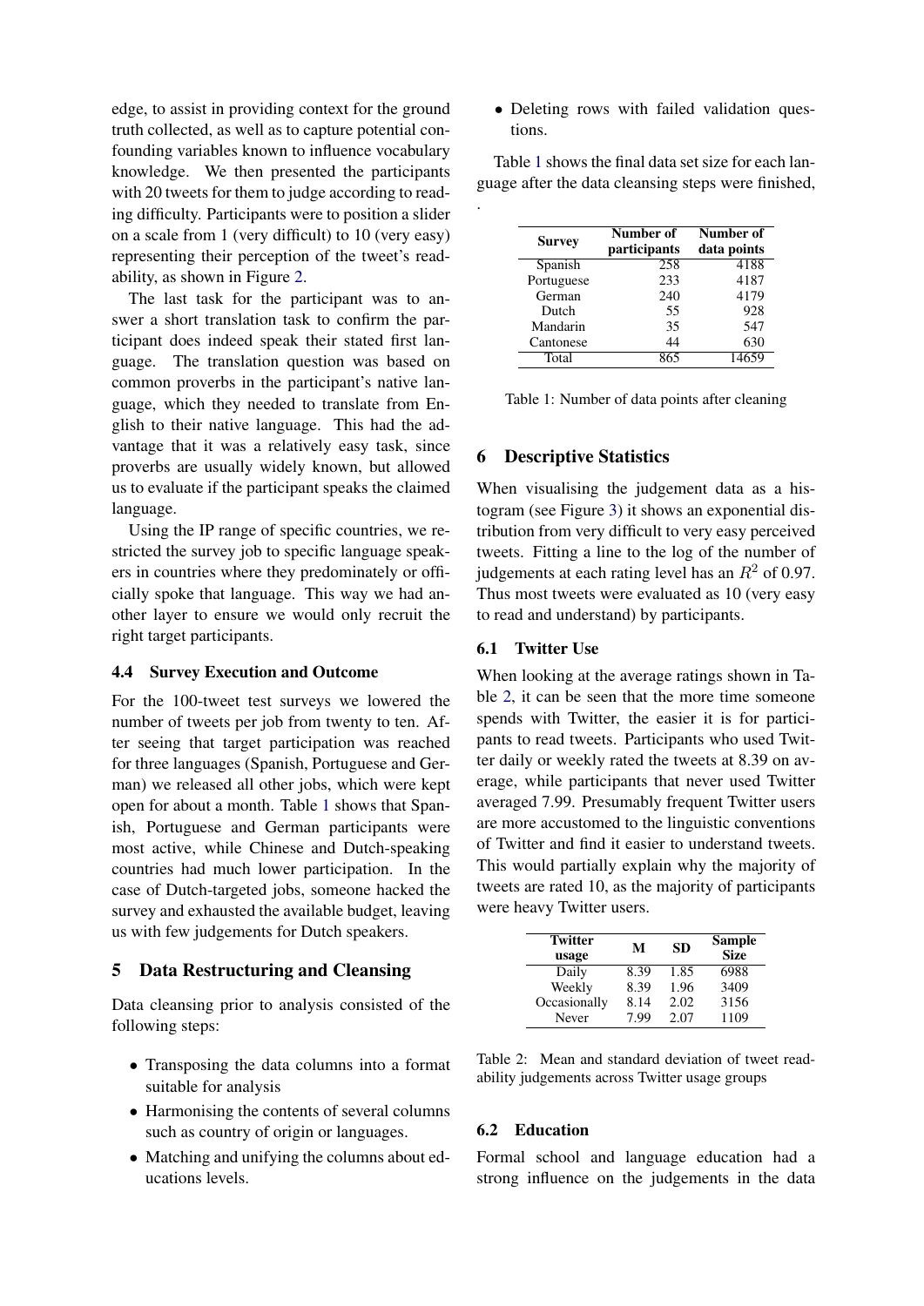edge, to assist in providing context for the ground truth collected, as well as to capture potential confounding variables known to influence vocabulary knowledge. We then presented the participants with 20 tweets for them to judge according to reading difficulty. Participants were to position a slider on a scale from 1 (very difficult) to 10 (very easy) representing their perception of the tweet's readability, as shown in Figure 2.

The last task for the participant was to answer a short translation task to confirm the participant does indeed speak their stated first language. The translation question was based on common proverbs in the participant's native language, which they needed to translate from English to their native language. This had the advantage that it was a relatively easy task, since proverbs are usually widely known, but allowed us to evaluate if the participant speaks the claimed language.

Using the IP range of specific countries, we restricted the survey job to specific language speakers in countries where they predominately or officially spoke that language. This way we had another layer to ensure we would only recruit the right target participants.

### 4.4 Survey Execution and Outcome

For the 100-tweet test surveys we lowered the number of tweets per job from twenty to ten. After seeing that target participation was reached for three languages (Spanish, Portuguese and German) we released all other jobs, which were kept open for about a month. Table 1 shows that Spanish, Portuguese and German participants were most active, while Chinese and Dutch-speaking countries had much lower participation. In the case of Dutch-targeted jobs, someone hacked the survey and exhausted the available budget, leaving us with few judgements for Dutch speakers.

## 5 Data Restructuring and Cleansing

Data cleansing prior to analysis consisted of the following steps:

- Transposing the data columns into a format suitable for analysis
- Harmonising the contents of several columns such as country of origin or languages.
- Matching and unifying the columns about educations levels.
- Deleting rows with failed validation questions.

Table 1 shows the final data set size for each language after the data cleansing steps were finished,

.

| Survey | Number of participants | Number of data points |
|---|---|---|
| Spanish | 258 | 4188 |
| Portuguese | 233 | 4187 |
| German | 240 | 4179 |
| Dutch | 55 | 928 |
| Mandarin | 35 | 547 |
| Cantonese | 44 | 630 |
| Total | 865 | 14659 |

Table 1: Number of data points after cleaning

## 6 Descriptive Statistics

When visualising the judgement data as a histogram (see Figure 3) it shows an exponential distribution from very difficult to very easy perceived tweets. Fitting a line to the log of the number of judgements at each rating level has an $R^2$ of 0.97. Thus most tweets were evaluated as 10 (very easy to read and understand) by participants.

### 6.1 Twitter Use

When looking at the average ratings shown in Table 2, it can be seen that the more time someone spends with Twitter, the easier it is for participants to read tweets. Participants who used Twitter daily or weekly rated the tweets at 8.39 on average, while participants that never used Twitter averaged 7.99. Presumably frequent Twitter users are more accustomed to the linguistic conventions of Twitter and find it easier to understand tweets. This would partially explain why the majority of tweets are rated 10, as the majority of participants were heavy Twitter users.

| Twitter usage | M | SD | Sample Size |
|---|---|---|---|
| Daily | 8.39 | 1.85 | 6988 |
| Weekly | 8.39 | 1.96 | 3409 |
| Occasionally | 8.14 | 2.02 | 3156 |
| Never | 7.99 | 2.07 | 1109 |

Table 2: Mean and standard deviation of tweet readability judgements across Twitter usage groups

### 6.2 Education

Formal school and language education had a strong influence on the judgements in the data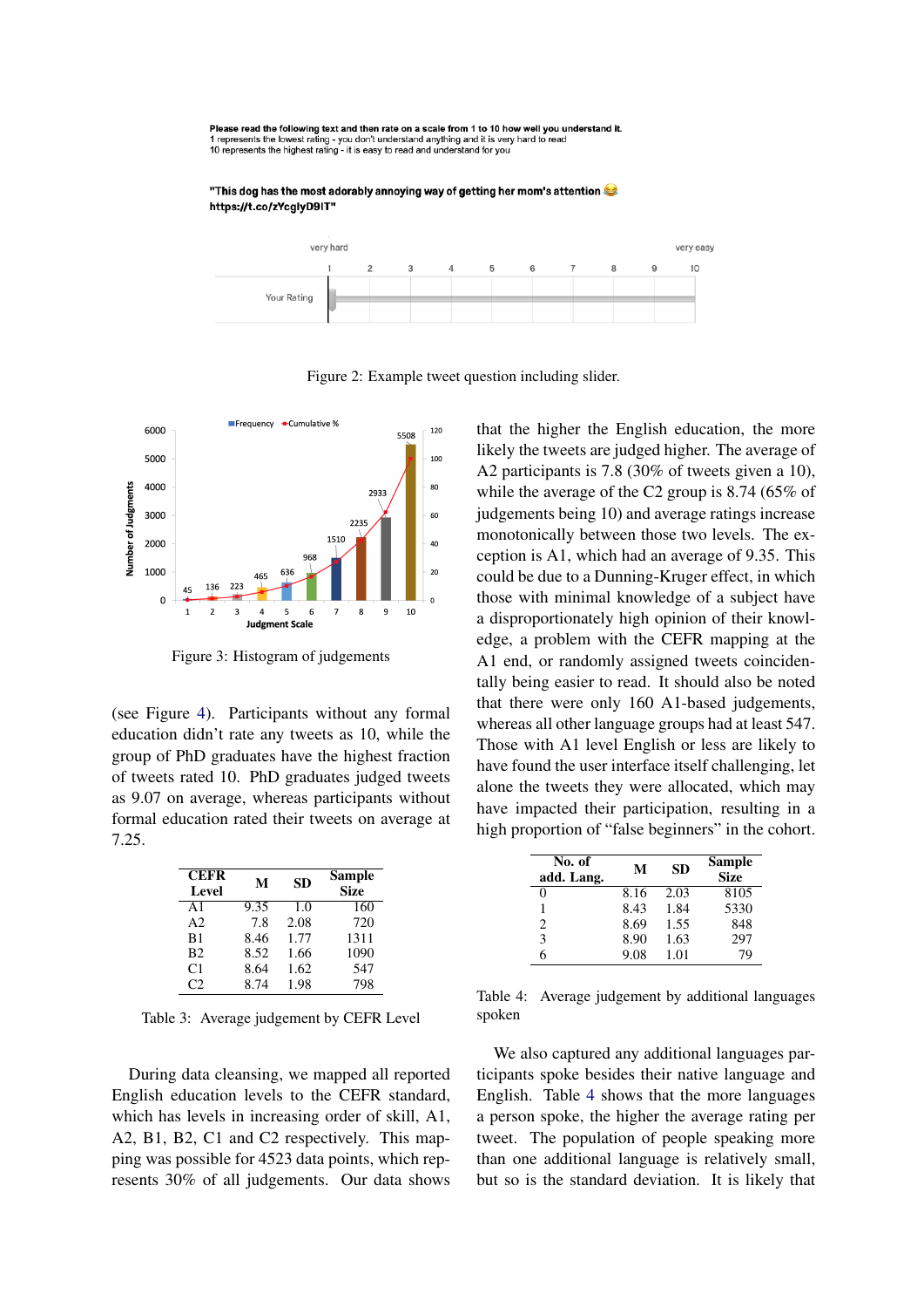Figure 2: Example tweet question including slider.

Figure 3: Histogram of judgements

(see Figure 4). Participants without any formal education didn't rate any tweets as 10, while the group of PhD graduates have the highest fraction of tweets rated 10. PhD graduates judged tweets as 9.07 on average, whereas participants without formal education rated their tweets on average at 7.25.

| CEFR Level | M | SD | Sample Size |
|---|---|---|---|
| A1 | 9.35 | 1.0 | 160 |
| A2 | 7.8 | 2.08 | 720 |
| B1 | 8.46 | 1.77 | 1311 |
| B2 | 8.52 | 1.66 | 1090 |
| C1 | 8.64 | 1.62 | 547 |
| C2 | 8.74 | 1.98 | 798 |

Table 3: Average judgement by CEFR Level

During data cleansing, we mapped all reported English education levels to the CEFR standard, which has levels in increasing order of skill, A1, A2, B1, B2, C1 and C2 respectively. This mapping was possible for 4523 data points, which represents 30% of all judgements. Our data shows that the higher the English education, the more likely the tweets are judged higher. The average of A2 participants is 7.8 (30% of tweets given a 10), while the average of the C2 group is 8.74 (65% of judgements being 10) and average ratings increase monotonically between those two levels. The exception is A1, which had an average of 9.35. This could be due to a Dunning-Kruger effect, in which those with minimal knowledge of a subject have a disproportionately high opinion of their knowledge, a problem with the CEFR mapping at the A1 end, or randomly assigned tweets coincidentally being easier to read. It should also be noted that there were only 160 A1-based judgements, whereas all other language groups had at least 547. Those with A1 level English or less are likely to have found the user interface itself challenging, let alone the tweets they were allocated, which may have impacted their participation, resulting in a high proportion of "false beginners" in the cohort.

| No. of add. Lang. | M | SD | Sample Size |
|---|---|---|---|
| 0 | 8.16 | 2.03 | 8105 |
| 1 | 8.43 | 1.84 | 5330 |
| 2 | 8.69 | 1.55 | 848 |
| 3 | 8.90 | 1.63 | 297 |
| 6 | 9.08 | 1.01 | 79 |

Table 4: Average judgement by additional languages spoken

We also captured any additional languages participants spoke besides their native language and English. Table 4 shows that the more languages a person spoke, the higher the average rating per tweet. The population of people speaking more than one additional language is relatively small, but so is the standard deviation. It is likely that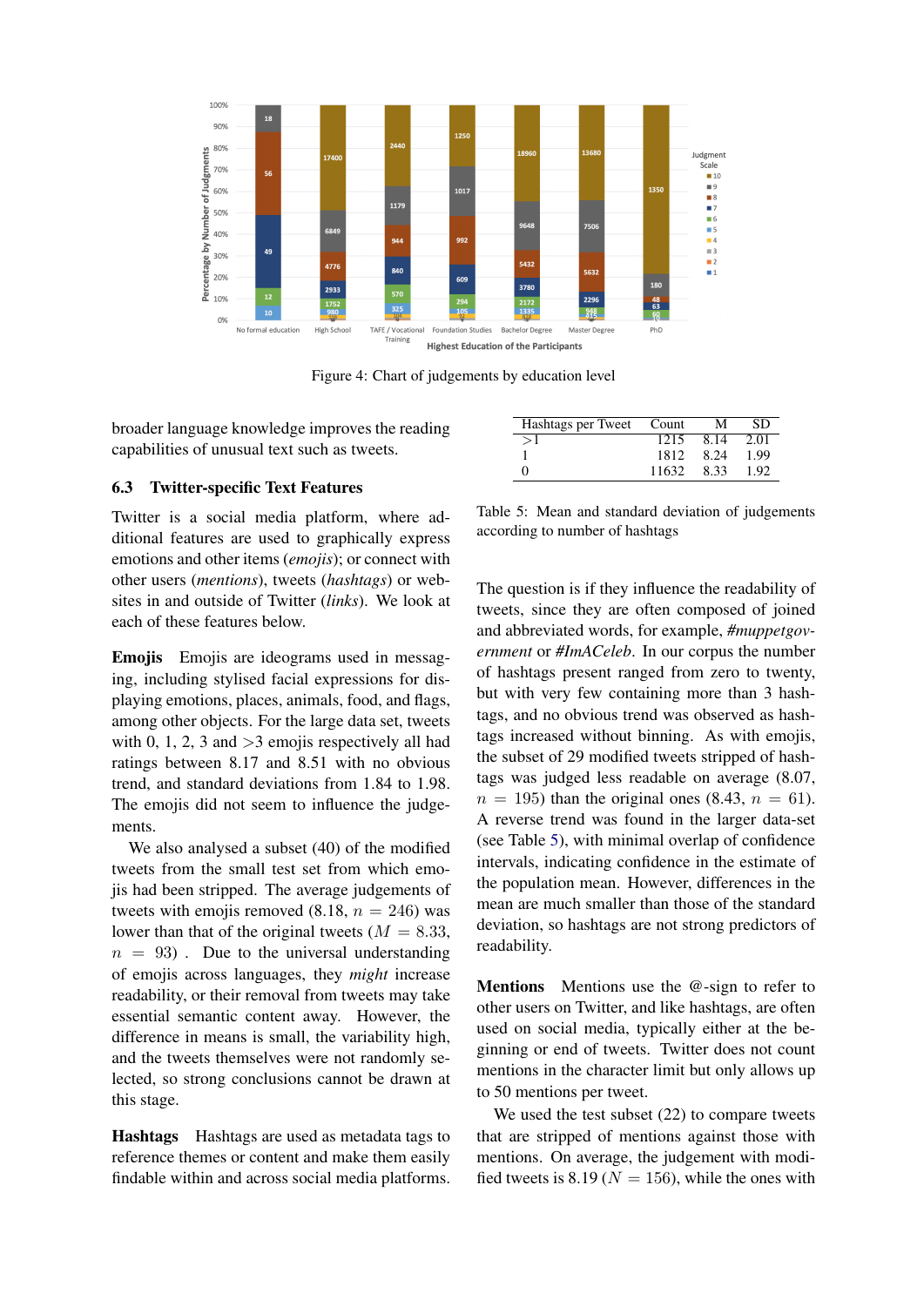Figure 4: Chart of judgements by education level

broader language knowledge improves the reading capabilities of unusual text such as tweets.

### 6.3 Twitter-specific Text Features

Twitter is a social media platform, where additional features are used to graphically express emotions and other items (*emojis*); or connect with other users (*mentions*), tweets (*hashtags*) or websites in and outside of Twitter (*links*). We look at each of these features below.

**Emojis** Emojis are ideograms used in messaging, including stylised facial expressions for displaying emotions, places, animals, food, and flags, among other objects. For the large data set, tweets with 0, 1, 2, 3 and >3 emojis respectively all had ratings between 8.17 and 8.51 with no obvious trend, and standard deviations from 1.84 to 1.98. The emojis did not seem to influence the judgements.

We also analysed a subset (40) of the modified tweets from the small test set from which emojis had been stripped. The average judgements of tweets with emojis removed (8.18, $n = 246$) was lower than that of the original tweets ($M = 8.33$, $n = 93$) . Due to the universal understanding of emojis across languages, they *might* increase readability, or their removal from tweets may take essential semantic content away. However, the difference in means is small, the variability high, and the tweets themselves were not randomly selected, so strong conclusions cannot be drawn at this stage.

**Hashtags** Hashtags are used as metadata tags to reference themes or content and make them easily findable within and across social media platforms.

| Hashtags per Tweet | Count | M | SD |
|---|---|---|---|
| >1 | 1215 | 8.14 | 2.01 |
| 1 | 1812 | 8.24 | 1.99 |
| 0 | 11632 | 8.33 | 1.92 |

Table 5: Mean and standard deviation of judgements according to number of hashtags

The question is if they influence the readability of tweets, since they are often composed of joined and abbreviated words, for example, *#muppetgovernment* or *#ImACeleb*. In our corpus the number of hashtags present ranged from zero to twenty, but with very few containing more than 3 hashtags, and no obvious trend was observed as hashtags increased without binning. As with emojis, the subset of 29 modified tweets stripped of hashtags was judged less readable on average (8.07, $n = 195$) than the original ones (8.43, $n = 61$). A reverse trend was found in the larger data-set (see Table 5), with minimal overlap of confidence intervals, indicating confidence in the estimate of the population mean. However, differences in the mean are much smaller than those of the standard deviation, so hashtags are not strong predictors of readability.

**Mentions** Mentions use the @-sign to refer to other users on Twitter, and like hashtags, are often used on social media, typically either at the beginning or end of tweets. Twitter does not count mentions in the character limit but only allows up to 50 mentions per tweet.

We used the test subset (22) to compare tweets that are stripped of mentions against those with mentions. On average, the judgement with modified tweets is 8.19 ($N = 156$), while the ones with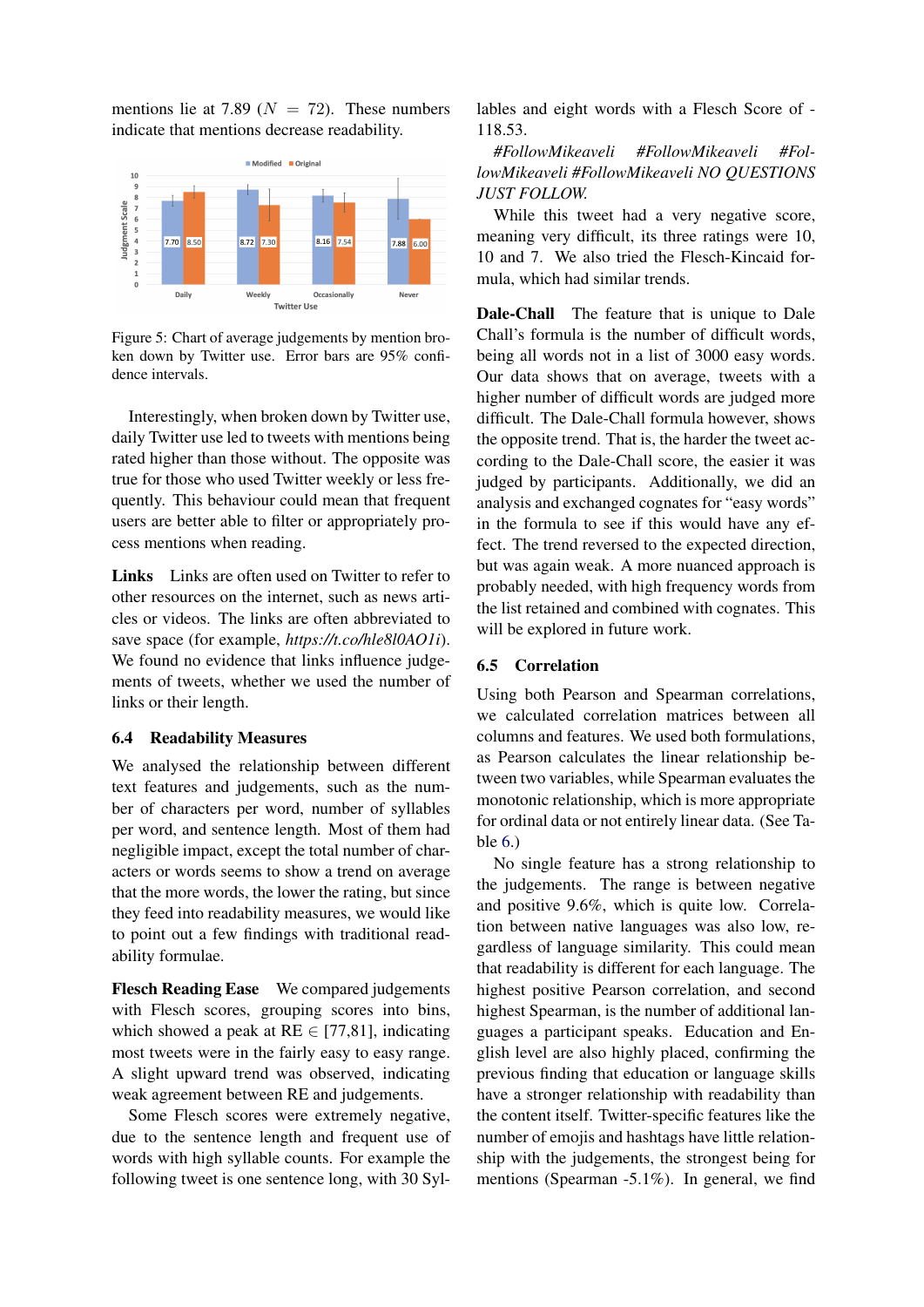mentions lie at 7.89 ($N = 72$). These numbers indicate that mentions decrease readability.

Figure 5: Chart of average judgements by mention broken down by Twitter use. Error bars are 95% confidence intervals.

Interestingly, when broken down by Twitter use, daily Twitter use led to tweets with mentions being rated higher than those without. The opposite was true for those who used Twitter weekly or less frequently. This behaviour could mean that frequent users are better able to filter or appropriately process mentions when reading.

**Links** Links are often used on Twitter to refer to other resources on the internet, such as news articles or videos. The links are often abbreviated to save space (for example, *https://t.co/hle8l0AO1i*). We found no evidence that links influence judgements of tweets, whether we used the number of links or their length.

### 6.4 Readability Measures

We analysed the relationship between different text features and judgements, such as the number of characters per word, number of syllables per word, and sentence length. Most of them had negligible impact, except the total number of characters or words seems to show a trend on average that the more words, the lower the rating, but since they feed into readability measures, we would like to point out a few findings with traditional readability formulae.

**Flesch Reading Ease** We compared judgements with Flesch scores, grouping scores into bins, which showed a peak at RE $\in [77{,}81]$, indicating most tweets were in the fairly easy to easy range. A slight upward trend was observed, indicating weak agreement between RE and judgements.

Some Flesch scores were extremely negative, due to the sentence length and frequent use of words with high syllable counts. For example the following tweet is one sentence long, with 30 Syllables and eight words with a Flesch Score of -118.53.

*#FollowMikeaveli #FollowMikeaveli #FollowMikeaveli #FollowMikeaveli NO QUESTIONS JUST FOLLOW.*

While this tweet had a very negative score, meaning very difficult, its three ratings were 10, 10 and 7. We also tried the Flesch-Kincaid formula, which had similar trends.

**Dale-Chall** The feature that is unique to Dale Chall's formula is the number of difficult words, being all words not in a list of 3000 easy words. Our data shows that on average, tweets with a higher number of difficult words are judged more difficult. The Dale-Chall formula however, shows the opposite trend. That is, the harder the tweet according to the Dale-Chall score, the easier it was judged by participants. Additionally, we did an analysis and exchanged cognates for "easy words" in the formula to see if this would have any effect. The trend reversed to the expected direction, but was again weak. A more nuanced approach is probably needed, with high frequency words from the list retained and combined with cognates. This will be explored in future work.

### 6.5 Correlation

Using both Pearson and Spearman correlations, we calculated correlation matrices between all columns and features. We used both formulations, as Pearson calculates the linear relationship between two variables, while Spearman evaluates the monotonic relationship, which is more appropriate for ordinal data or not entirely linear data. (See Table 6.)

No single feature has a strong relationship to the judgements. The range is between negative and positive 9.6%, which is quite low. Correlation between native languages was also low, regardless of language similarity. This could mean that readability is different for each language. The highest positive Pearson correlation, and second highest Spearman, is the number of additional languages a participant speaks. Education and English level are also highly placed, confirming the previous finding that education or language skills have a stronger relationship with readability than the content itself. Twitter-specific features like the number of emojis and hashtags have little relationship with the judgements, the strongest being for mentions (Spearman -5.1%). In general, we find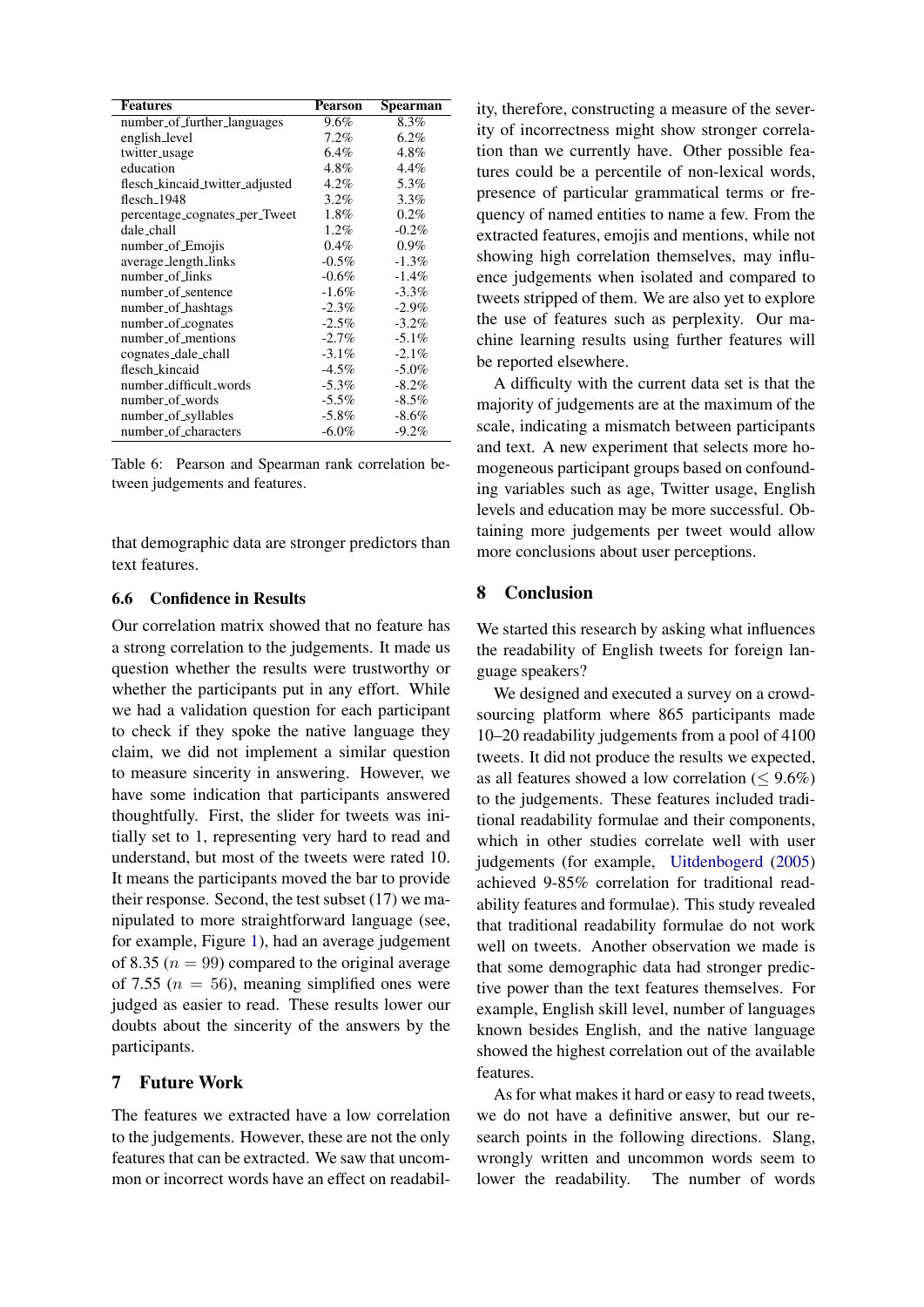| Features | Pearson | Spearman |
|---|---|---|
| number_of_further_languages | 9.6% | 8.3% |
| english_level | 7.2% | 6.2% |
| twitter_usage | 6.4% | 4.8% |
| education | 4.8% | 4.4% |
| flesch_kincaid_twitter_adjusted | 4.2% | 5.3% |
| flesch_1948 | 3.2% | 3.3% |
| percentage_cognates_per_Tweet | 1.8% | 0.2% |
| dale_chall | 1.2% | -0.2% |
| number_of_Emojis | 0.4% | 0.9% |
| average_length_links | -0.5% | -1.3% |
| number_of_links | -0.6% | -1.4% |
| number_of_sentence | -1.6% | -3.3% |
| number_of_hashtags | -2.3% | -2.9% |
| number_of_cognates | -2.5% | -3.2% |
| number_of_mentions | -2.7% | -5.1% |
| cognates_dale_chall | -3.1% | -2.1% |
| flesch_kincaid | -4.5% | -5.0% |
| number_difficult_words | -5.3% | -8.2% |
| number_of_words | -5.5% | -8.5% |
| number_of_syllables | -5.8% | -8.6% |
| number_of_characters | -6.0% | -9.2% |

Table 6: Pearson and Spearman rank correlation between judgements and features.

that demographic data are stronger predictors than text features.

### 6.6 Confidence in Results

Our correlation matrix showed that no feature has a strong correlation to the judgements. It made us question whether the results were trustworthy or whether the participants put in any effort. While we had a validation question for each participant to check if they spoke the native language they claim, we did not implement a similar question to measure sincerity in answering. However, we have some indication that participants answered thoughtfully. First, the slider for tweets was initially set to 1, representing very hard to read and understand, but most of the tweets were rated 10. It means the participants moved the bar to provide their response. Second, the test subset (17) we manipulated to more straightforward language (see, for example, Figure 1), had an average judgement of 8.35 ($n = 99$) compared to the original average of 7.55 ($n = 56$), meaning simplified ones were judged as easier to read. These results lower our doubts about the sincerity of the answers by the participants.

## 7 Future Work

The features we extracted have a low correlation to the judgements. However, these are not the only features that can be extracted. We saw that uncommon or incorrect words have an effect on readability, therefore, constructing a measure of the severity of incorrectness might show stronger correlation than we currently have. Other possible features could be a percentile of non-lexical words, presence of particular grammatical terms or frequency of named entities to name a few. From the extracted features, emojis and mentions, while not showing high correlation themselves, may influence judgements when isolated and compared to tweets stripped of them. We are also yet to explore the use of features such as perplexity. Our machine learning results using further features will be reported elsewhere.

A difficulty with the current data set is that the majority of judgements are at the maximum of the scale, indicating a mismatch between participants and text. A new experiment that selects more homogeneous participant groups based on confounding variables such as age, Twitter usage, English levels and education may be more successful. Obtaining more judgements per tweet would allow more conclusions about user perceptions.

## 8 Conclusion

We started this research by asking what influences the readability of English tweets for foreign language speakers?

We designed and executed a survey on a crowdsourcing platform where 865 participants made 10–20 readability judgements from a pool of 4100 tweets. It did not produce the results we expected, as all features showed a low correlation ($\leq 9.6\%$) to the judgements. These features included traditional readability formulae and their components, which in other studies correlate well with user judgements (for example, Uitdenbogerd (2005) achieved 9-85% correlation for traditional readability features and formulae). This study revealed that traditional readability formulae do not work well on tweets. Another observation we made is that some demographic data had stronger predictive power than the text features themselves. For example, English skill level, number of languages known besides English, and the native language showed the highest correlation out of the available features.

As for what makes it hard or easy to read tweets, we do not have a definitive answer, but our research points in the following directions. Slang, wrongly written and uncommon words seem to lower the readability. The number of words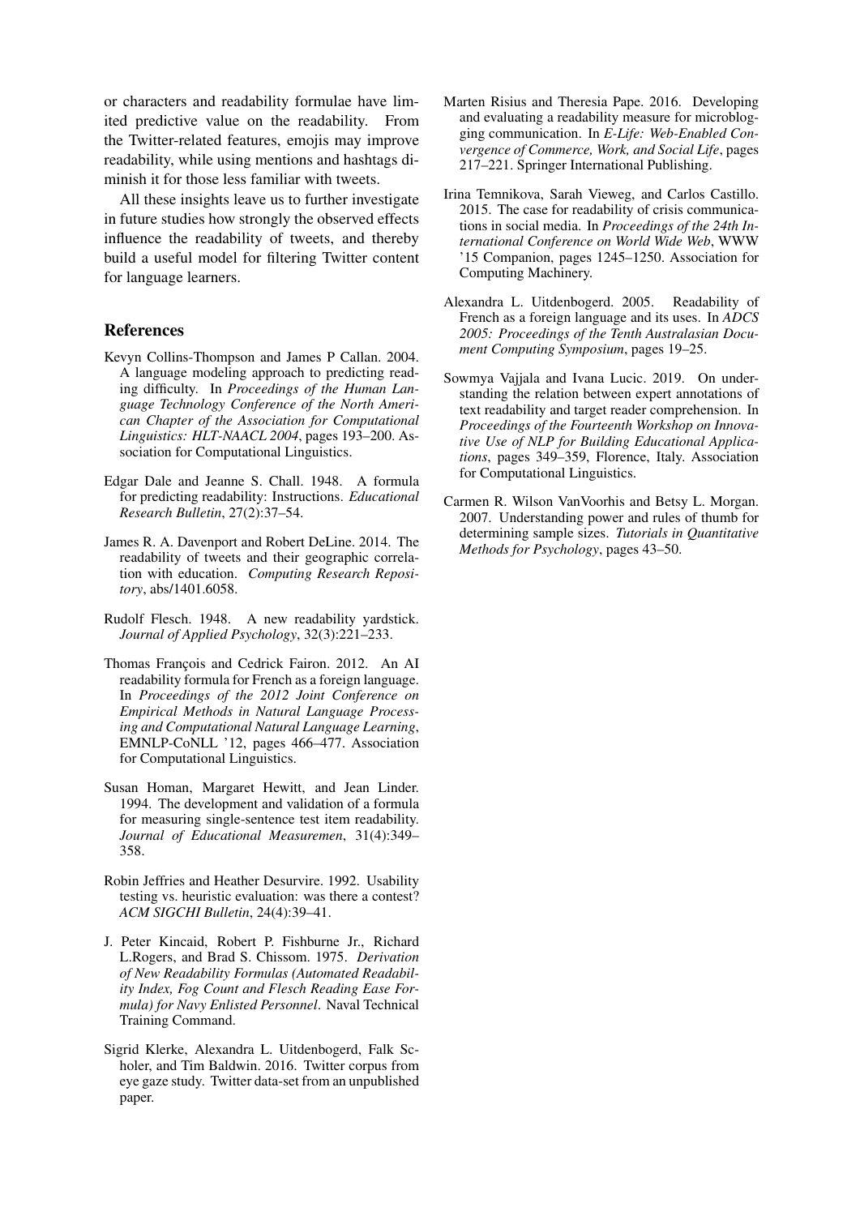or characters and readability formulae have limited predictive value on the readability. From the Twitter-related features, emojis may improve readability, while using mentions and hashtags diminish it for those less familiar with tweets.

All these insights leave us to further investigate in future studies how strongly the observed effects influence the readability of tweets, and thereby build a useful model for filtering Twitter content for language learners.

## References

Kevyn Collins-Thompson and James P Callan. 2004. A language modeling approach to predicting reading difficulty. In *Proceedings of the Human Language Technology Conference of the North American Chapter of the Association for Computational Linguistics: HLT-NAACL 2004*, pages 193–200. Association for Computational Linguistics.

Edgar Dale and Jeanne S. Chall. 1948. A formula for predicting readability: Instructions. *Educational Research Bulletin*, 27(2):37–54.

James R. A. Davenport and Robert DeLine. 2014. The readability of tweets and their geographic correlation with education. *Computing Research Repository*, abs/1401.6058.

Rudolf Flesch. 1948. A new readability yardstick. *Journal of Applied Psychology*, 32(3):221–233.

Thomas François and Cedrick Fairon. 2012. An AI readability formula for French as a foreign language. In *Proceedings of the 2012 Joint Conference on Empirical Methods in Natural Language Processing and Computational Natural Language Learning*, EMNLP-CoNLL '12, pages 466–477. Association for Computational Linguistics.

Susan Homan, Margaret Hewitt, and Jean Linder. 1994. The development and validation of a formula for measuring single-sentence test item readability. *Journal of Educational Measuremen*, 31(4):349–358.

Robin Jeffries and Heather Desurvire. 1992. Usability testing vs. heuristic evaluation: was there a contest? *ACM SIGCHI Bulletin*, 24(4):39–41.

J. Peter Kincaid, Robert P. Fishburne Jr., Richard L.Rogers, and Brad S. Chissom. 1975. *Derivation of New Readability Formulas (Automated Readability Index, Fog Count and Flesch Reading Ease Formula) for Navy Enlisted Personnel*. Naval Technical Training Command.

Sigrid Klerke, Alexandra L. Uitdenbogerd, Falk Scholer, and Tim Baldwin. 2016. Twitter corpus from eye gaze study. Twitter data-set from an unpublished paper.

Marten Risius and Theresia Pape. 2016. Developing and evaluating a readability measure for microblogging communication. In *E-Life: Web-Enabled Convergence of Commerce, Work, and Social Life*, pages 217–221. Springer International Publishing.

Irina Temnikova, Sarah Vieweg, and Carlos Castillo. 2015. The case for readability of crisis communications in social media. In *Proceedings of the 24th International Conference on World Wide Web*, WWW '15 Companion, pages 1245–1250. Association for Computing Machinery.

Alexandra L. Uitdenbogerd. 2005. Readability of French as a foreign language and its uses. In *ADCS 2005: Proceedings of the Tenth Australasian Document Computing Symposium*, pages 19–25.

Sowmya Vajjala and Ivana Lucic. 2019. On understanding the relation between expert annotations of text readability and target reader comprehension. In *Proceedings of the Fourteenth Workshop on Innovative Use of NLP for Building Educational Applications*, pages 349–359, Florence, Italy. Association for Computational Linguistics.

Carmen R. Wilson VanVoorhis and Betsy L. Morgan. 2007. Understanding power and rules of thumb for determining sample sizes. *Tutorials in Quantitative Methods for Psychology*, pages 43–50.